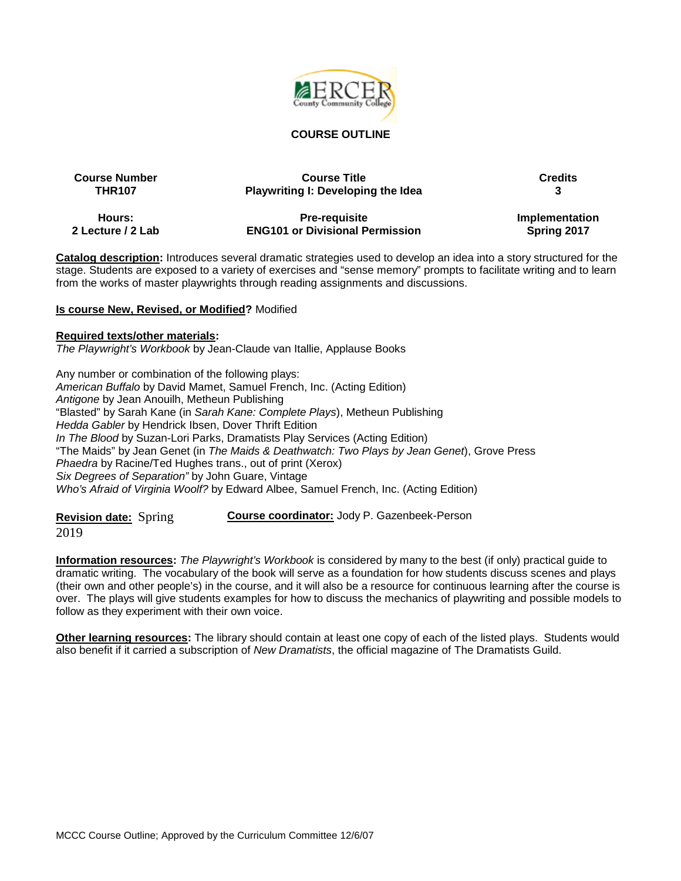**COURSE OUTLINE**

| Course Number | Course Title | Credits |
|---|---|---|
| THR107 | Playwriting I: Developing the Idea | 3 |
| **Hours:** | **Pre-requisite** | **Implementation** |
| 2 Lecture / 2 Lab | ENG101 or Divisional Permission | Spring 2017 |

**Catalog description:** Introduces several dramatic strategies used to develop an idea into a story structured for the stage. Students are exposed to a variety of exercises and "sense memory" prompts to facilitate writing and to learn from the works of master playwrights through reading assignments and discussions.

**Is course New, Revised, or Modified?** Modified

**Required texts/other materials:**
*The Playwright's Workbook* by Jean-Claude van Itallie, Applause Books

Any number or combination of the following plays:
*American Buffalo* by David Mamet, Samuel French, Inc. (Acting Edition)
*Antigone* by Jean Anouilh, Metheun Publishing
"Blasted" by Sarah Kane (in *Sarah Kane: Complete Plays*), Metheun Publishing
*Hedda Gabler* by Hendrick Ibsen, Dover Thrift Edition
*In The Blood* by Suzan-Lori Parks, Dramatists Play Services (Acting Edition)
"The Maids" by Jean Genet (in *The Maids & Deathwatch: Two Plays by Jean Genet*), Grove Press
*Phaedra* by Racine/Ted Hughes trans., out of print (Xerox)
*Six Degrees of Separation"* by John Guare, Vintage
*Who's Afraid of Virginia Woolf?* by Edward Albee, Samuel French, Inc. (Acting Edition)

**Revision date:** Spring 2019

**Course coordinator:** Jody P. Gazenbeek-Person

**Information resources:** *The Playwright's Workbook* is considered by many to the best (if only) practical guide to dramatic writing. The vocabulary of the book will serve as a foundation for how students discuss scenes and plays (their own and other people's) in the course, and it will also be a resource for continuous learning after the course is over. The plays will give students examples for how to discuss the mechanics of playwriting and possible models to follow as they experiment with their own voice.

**Other learning resources:** The library should contain at least one copy of each of the listed plays. Students would also benefit if it carried a subscription of *New Dramatists*, the official magazine of The Dramatists Guild.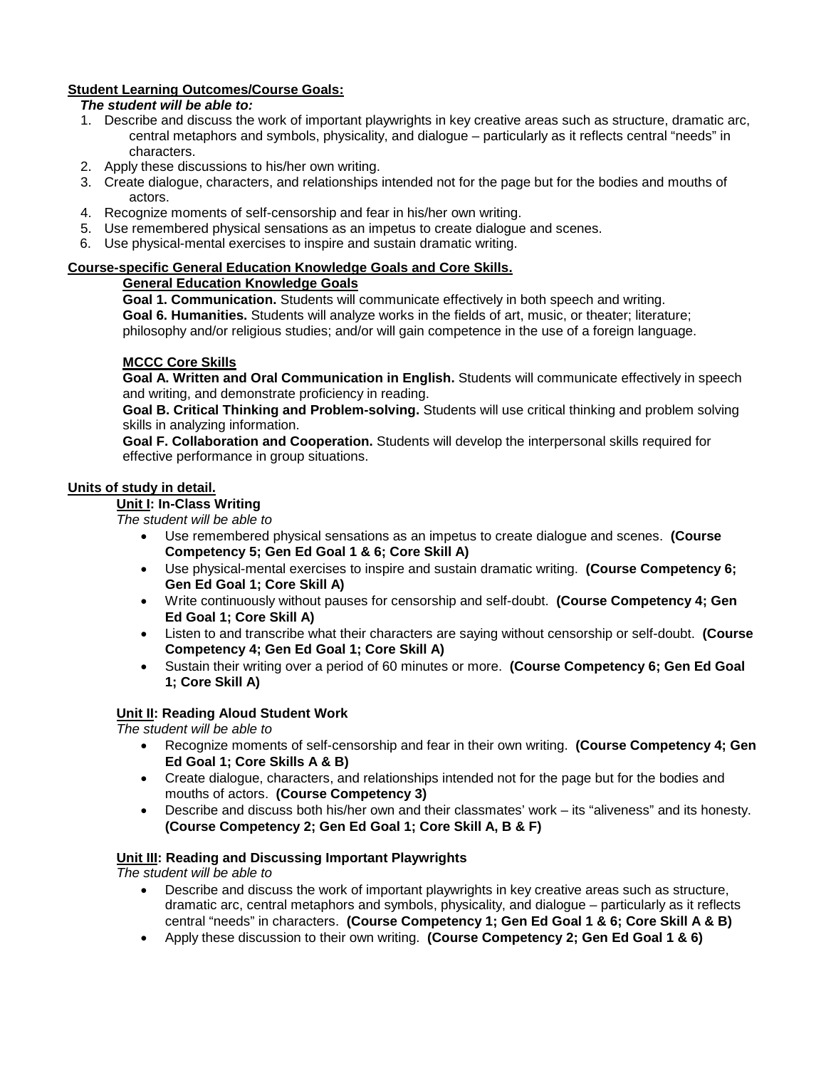**Student Learning Outcomes/Course Goals:**

***The student will be able to:***

1. Describe and discuss the work of important playwrights in key creative areas such as structure, dramatic arc, central metaphors and symbols, physicality, and dialogue – particularly as it reflects central "needs" in characters.
2. Apply these discussions to his/her own writing.
3. Create dialogue, characters, and relationships intended not for the page but for the bodies and mouths of actors.
4. Recognize moments of self-censorship and fear in his/her own writing.
5. Use remembered physical sensations as an impetus to create dialogue and scenes.
6. Use physical-mental exercises to inspire and sustain dramatic writing.

**Course-specific General Education Knowledge Goals and Core Skills.**

**General Education Knowledge Goals**

**Goal 1. Communication.** Students will communicate effectively in both speech and writing.
**Goal 6. Humanities.** Students will analyze works in the fields of art, music, or theater; literature; philosophy and/or religious studies; and/or will gain competence in the use of a foreign language.

**MCCC Core Skills**

**Goal A. Written and Oral Communication in English.** Students will communicate effectively in speech and writing, and demonstrate proficiency in reading.
**Goal B. Critical Thinking and Problem-solving.** Students will use critical thinking and problem solving skills in analyzing information.
**Goal F. Collaboration and Cooperation.** Students will develop the interpersonal skills required for effective performance in group situations.

**Units of study in detail.**

**Unit I: In-Class Writing**

*The student will be able to*

- Use remembered physical sensations as an impetus to create dialogue and scenes. **(Course Competency 5; Gen Ed Goal 1 & 6; Core Skill A)**
- Use physical-mental exercises to inspire and sustain dramatic writing. **(Course Competency 6; Gen Ed Goal 1; Core Skill A)**
- Write continuously without pauses for censorship and self-doubt. **(Course Competency 4; Gen Ed Goal 1; Core Skill A)**
- Listen to and transcribe what their characters are saying without censorship or self-doubt. **(Course Competency 4; Gen Ed Goal 1; Core Skill A)**
- Sustain their writing over a period of 60 minutes or more. **(Course Competency 6; Gen Ed Goal 1; Core Skill A)**

**Unit II: Reading Aloud Student Work**

*The student will be able to*

- Recognize moments of self-censorship and fear in their own writing. **(Course Competency 4; Gen Ed Goal 1; Core Skills A & B)**
- Create dialogue, characters, and relationships intended not for the page but for the bodies and mouths of actors. **(Course Competency 3)**
- Describe and discuss both his/her own and their classmates' work – its "aliveness" and its honesty. **(Course Competency 2; Gen Ed Goal 1; Core Skill A, B & F)**

**Unit III: Reading and Discussing Important Playwrights**

*The student will be able to*

- Describe and discuss the work of important playwrights in key creative areas such as structure, dramatic arc, central metaphors and symbols, physicality, and dialogue – particularly as it reflects central "needs" in characters. **(Course Competency 1; Gen Ed Goal 1 & 6; Core Skill A & B)**
- Apply these discussion to their own writing. **(Course Competency 2; Gen Ed Goal 1 & 6)**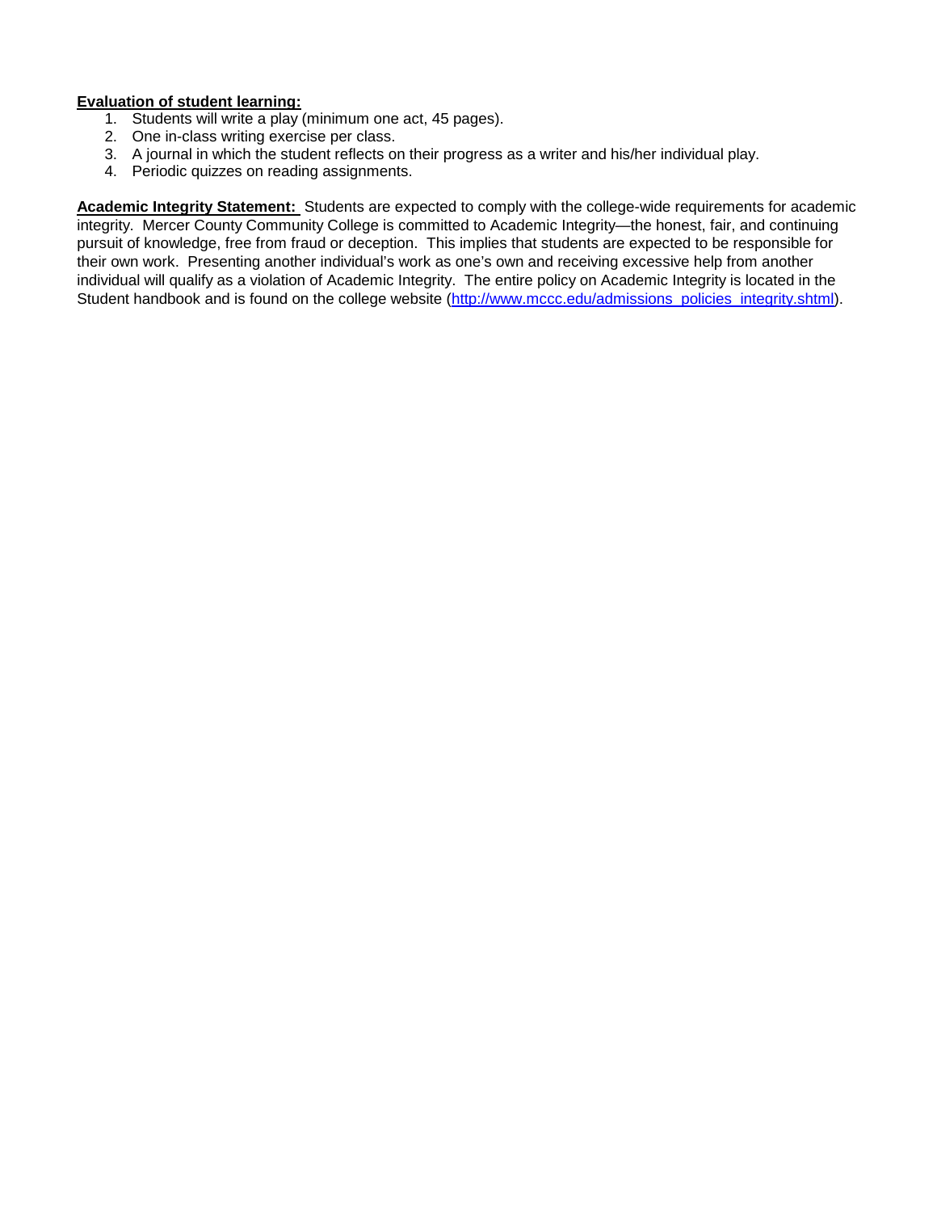**Evaluation of student learning:**

1. Students will write a play (minimum one act, 45 pages).
2. One in-class writing exercise per class.
3. A journal in which the student reflects on their progress as a writer and his/her individual play.
4. Periodic quizzes on reading assignments.

**Academic Integrity Statement:** Students are expected to comply with the college-wide requirements for academic integrity. Mercer County Community College is committed to Academic Integrity—the honest, fair, and continuing pursuit of knowledge, free from fraud or deception. This implies that students are expected to be responsible for their own work. Presenting another individual's work as one's own and receiving excessive help from another individual will qualify as a violation of Academic Integrity. The entire policy on Academic Integrity is located in the Student handbook and is found on the college website (http://www.mccc.edu/admissions_policies_integrity.shtml).